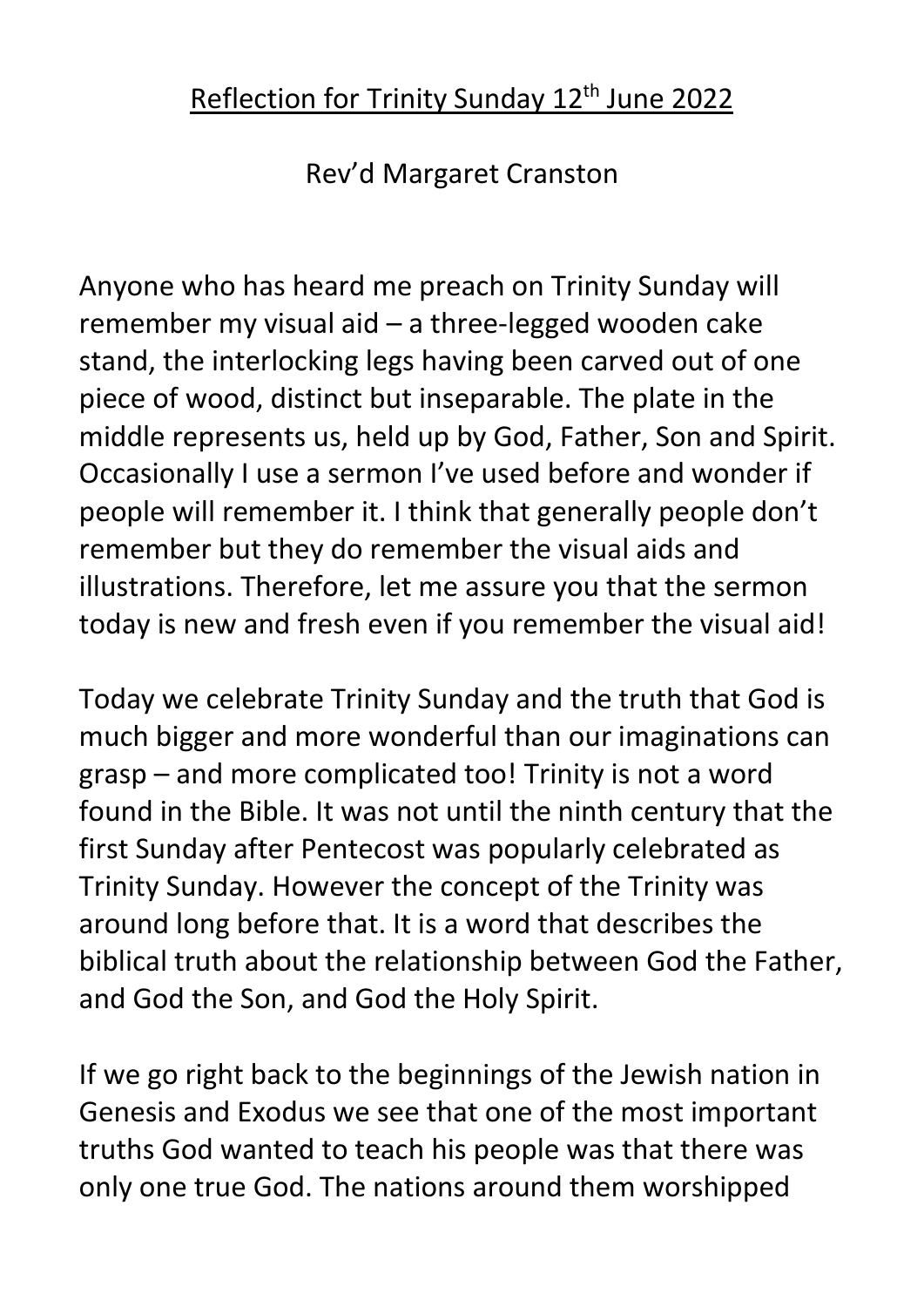# Reflection for Trinity Sunday 12th June 2022

Rev'd Margaret Cranston

Anyone who has heard me preach on Trinity Sunday will remember my visual aid – a three-legged wooden cake stand, the interlocking legs having been carved out of one piece of wood, distinct but inseparable. The plate in the middle represents us, held up by God, Father, Son and Spirit. Occasionally I use a sermon I've used before and wonder if people will remember it. I think that generally people don't remember but they do remember the visual aids and illustrations. Therefore, let me assure you that the sermon today is new and fresh even if you remember the visual aid!

Today we celebrate Trinity Sunday and the truth that God is much bigger and more wonderful than our imaginations can grasp – and more complicated too! Trinity is not a word found in the Bible. It was not until the ninth century that the first Sunday after Pentecost was popularly celebrated as Trinity Sunday. However the concept of the Trinity was around long before that. It is a word that describes the biblical truth about the relationship between God the Father, and God the Son, and God the Holy Spirit.

If we go right back to the beginnings of the Jewish nation in Genesis and Exodus we see that one of the most important truths God wanted to teach his people was that there was only one true God. The nations around them worshipped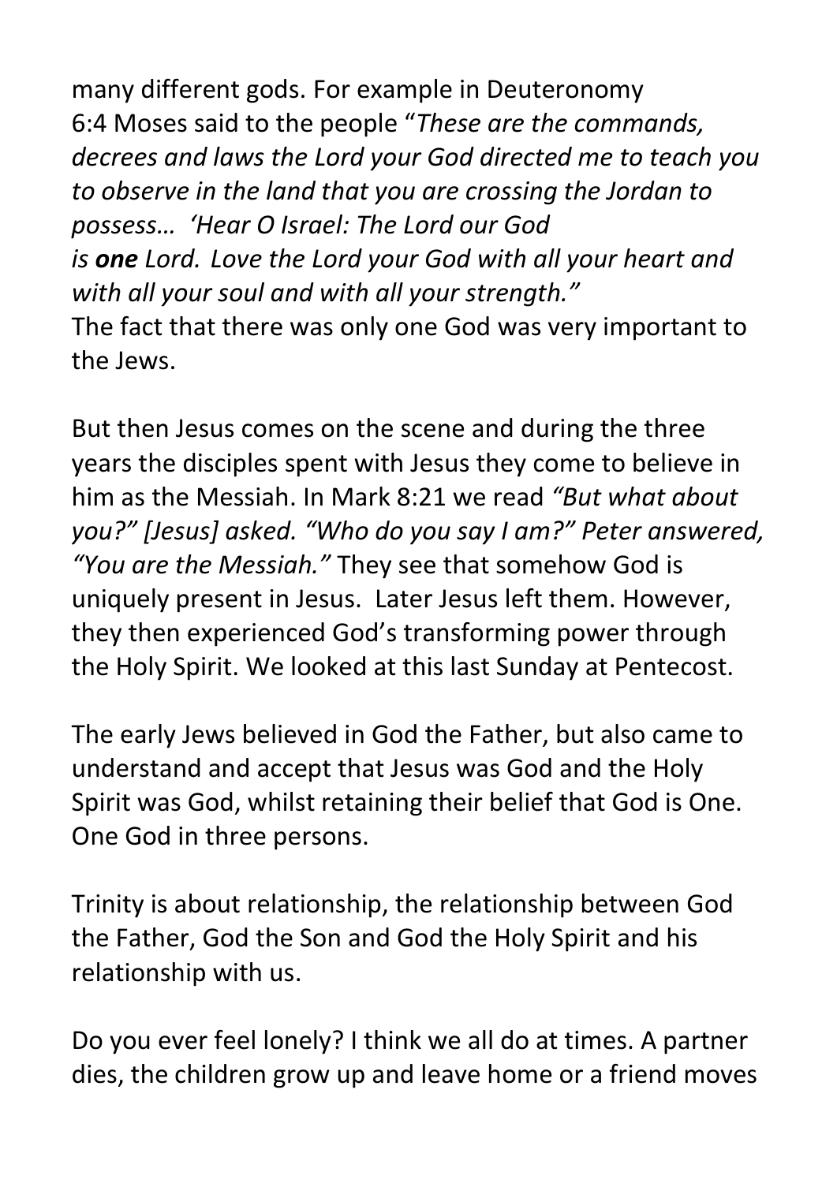many different gods. For example in Deuteronomy 6:4 Moses said to the people "*These are the commands, decrees and laws the Lord your God directed me to teach you to observe in the land that you are crossing the Jordan to possess… 'Hear O Israel: The Lord our God is **one** Lord. Love the Lord your God with all your heart and with all your soul and with all your strength."*
The fact that there was only one God was very important to the Jews.

But then Jesus comes on the scene and during the three years the disciples spent with Jesus they come to believe in him as the Messiah. In Mark 8:21 we read *"But what about you?" [Jesus] asked. "Who do you say I am?" Peter answered, "You are the Messiah."* They see that somehow God is uniquely present in Jesus. Later Jesus left them. However, they then experienced God's transforming power through the Holy Spirit. We looked at this last Sunday at Pentecost.

The early Jews believed in God the Father, but also came to understand and accept that Jesus was God and the Holy Spirit was God, whilst retaining their belief that God is One. One God in three persons.

Trinity is about relationship, the relationship between God the Father, God the Son and God the Holy Spirit and his relationship with us.

Do you ever feel lonely? I think we all do at times. A partner dies, the children grow up and leave home or a friend moves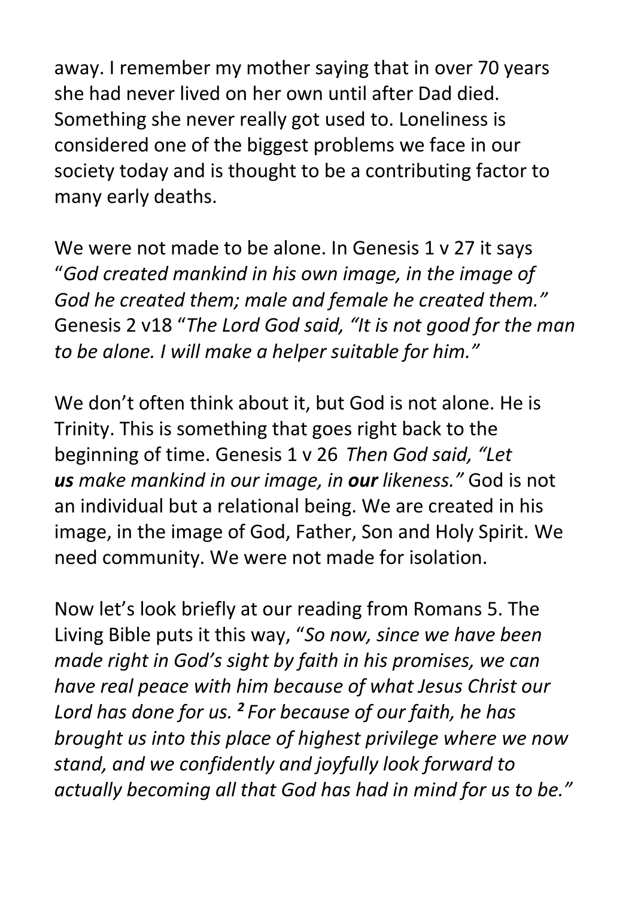away. I remember my mother saying that in over 70 years she had never lived on her own until after Dad died. Something she never really got used to. Loneliness is considered one of the biggest problems we face in our society today and is thought to be a contributing factor to many early deaths.

We were not made to be alone. In Genesis 1 v 27 it says "*God created mankind in his own image, in the image of God he created them; male and female he created them.*" Genesis 2 v18 "*The Lord God said, "It is not good for the man to be alone. I will make a helper suitable for him."*"

We don't often think about it, but God is not alone. He is Trinity. This is something that goes right back to the beginning of time. Genesis 1 v 26 *Then God said, "Let **us** make mankind in our image, in **our** likeness."* God is not an individual but a relational being. We are created in his image, in the image of God, Father, Son and Holy Spirit. We need community. We were not made for isolation.

Now let's look briefly at our reading from Romans 5. The Living Bible puts it this way, "*So now, since we have been made right in God's sight by faith in his promises, we can have real peace with him because of what Jesus Christ our Lord has done for us.* [2] *For because of our faith, he has brought us into this place of highest privilege where we now stand, and we confidently and joyfully look forward to actually becoming all that God has had in mind for us to be.*"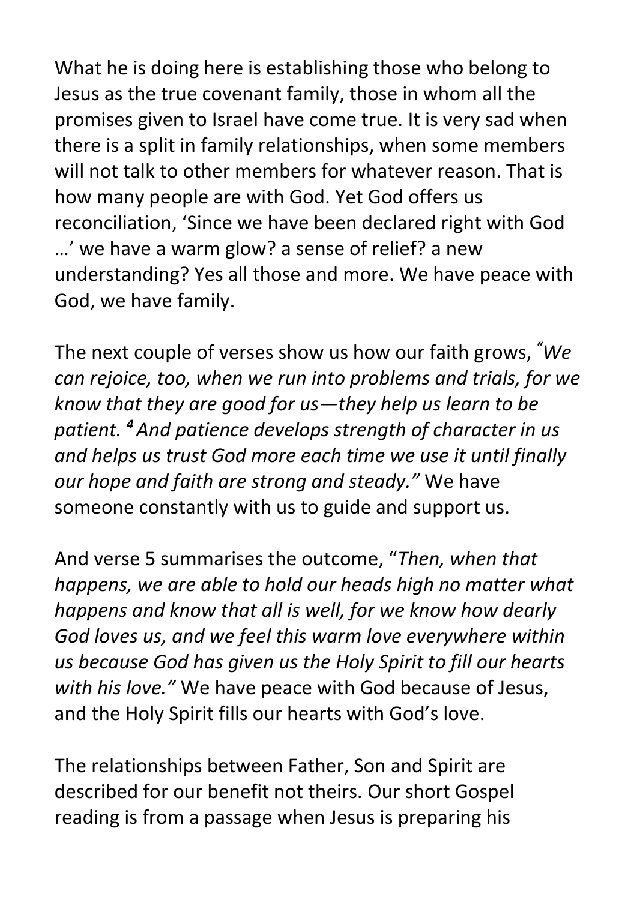What he is doing here is establishing those who belong to Jesus as the true covenant family, those in whom all the promises given to Israel have come true. It is very sad when there is a split in family relationships, when some members will not talk to other members for whatever reason. That is how many people are with God. Yet God offers us reconciliation, 'Since we have been declared right with God …' we have a warm glow? a sense of relief? a new understanding? Yes all those and more. We have peace with God, we have family.

The next couple of verses show us how our faith grows, *"We can rejoice, too, when we run into problems and trials, for we know that they are good for us—they help us learn to be patient. **4** And patience develops strength of character in us and helps us trust God more each time we use it until finally our hope and faith are strong and steady."* We have someone constantly with us to guide and support us.

And verse 5 summarises the outcome, "*Then, when that happens, we are able to hold our heads high no matter what happens and know that all is well, for we know how dearly God loves us, and we feel this warm love everywhere within us because God has given us the Holy Spirit to fill our hearts with his love."* We have peace with God because of Jesus, and the Holy Spirit fills our hearts with God's love.

The relationships between Father, Son and Spirit are described for our benefit not theirs. Our short Gospel reading is from a passage when Jesus is preparing his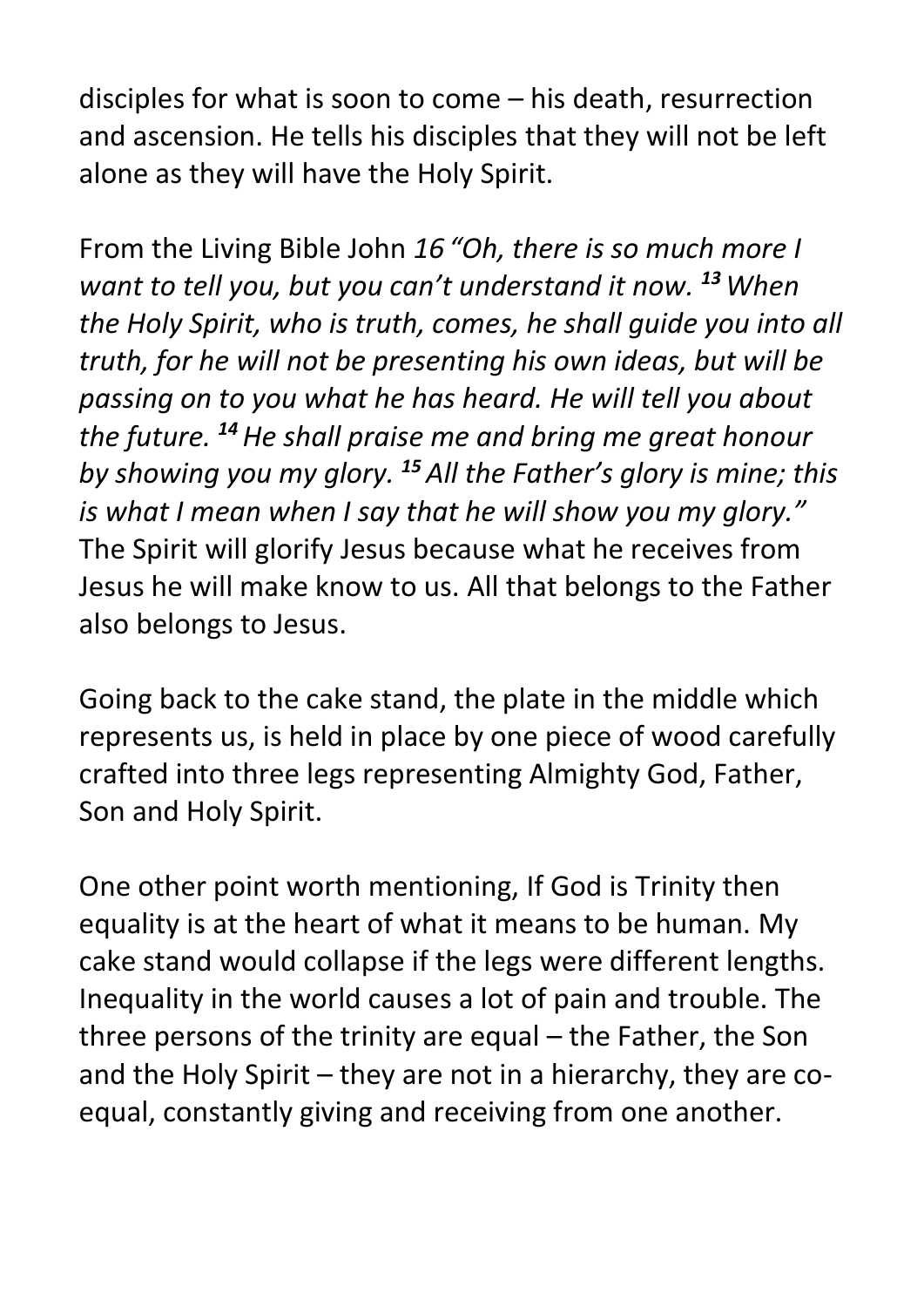disciples for what is soon to come – his death, resurrection and ascension. He tells his disciples that they will not be left alone as they will have the Holy Spirit.

From the Living Bible John *16 "Oh, there is so much more I want to tell you, but you can't understand it now.* ***13*** *When the Holy Spirit, who is truth, comes, he shall guide you into all truth, for he will not be presenting his own ideas, but will be passing on to you what he has heard. He will tell you about the future.* ***14*** *He shall praise me and bring me great honour by showing you my glory.* ***15*** *All the Father's glory is mine; this is what I mean when I say that he will show you my glory."* The Spirit will glorify Jesus because what he receives from Jesus he will make know to us. All that belongs to the Father also belongs to Jesus.

Going back to the cake stand, the plate in the middle which represents us, is held in place by one piece of wood carefully crafted into three legs representing Almighty God, Father, Son and Holy Spirit.

One other point worth mentioning, If God is Trinity then equality is at the heart of what it means to be human. My cake stand would collapse if the legs were different lengths. Inequality in the world causes a lot of pain and trouble. The three persons of the trinity are equal – the Father, the Son and the Holy Spirit – they are not in a hierarchy, they are co-equal, constantly giving and receiving from one another.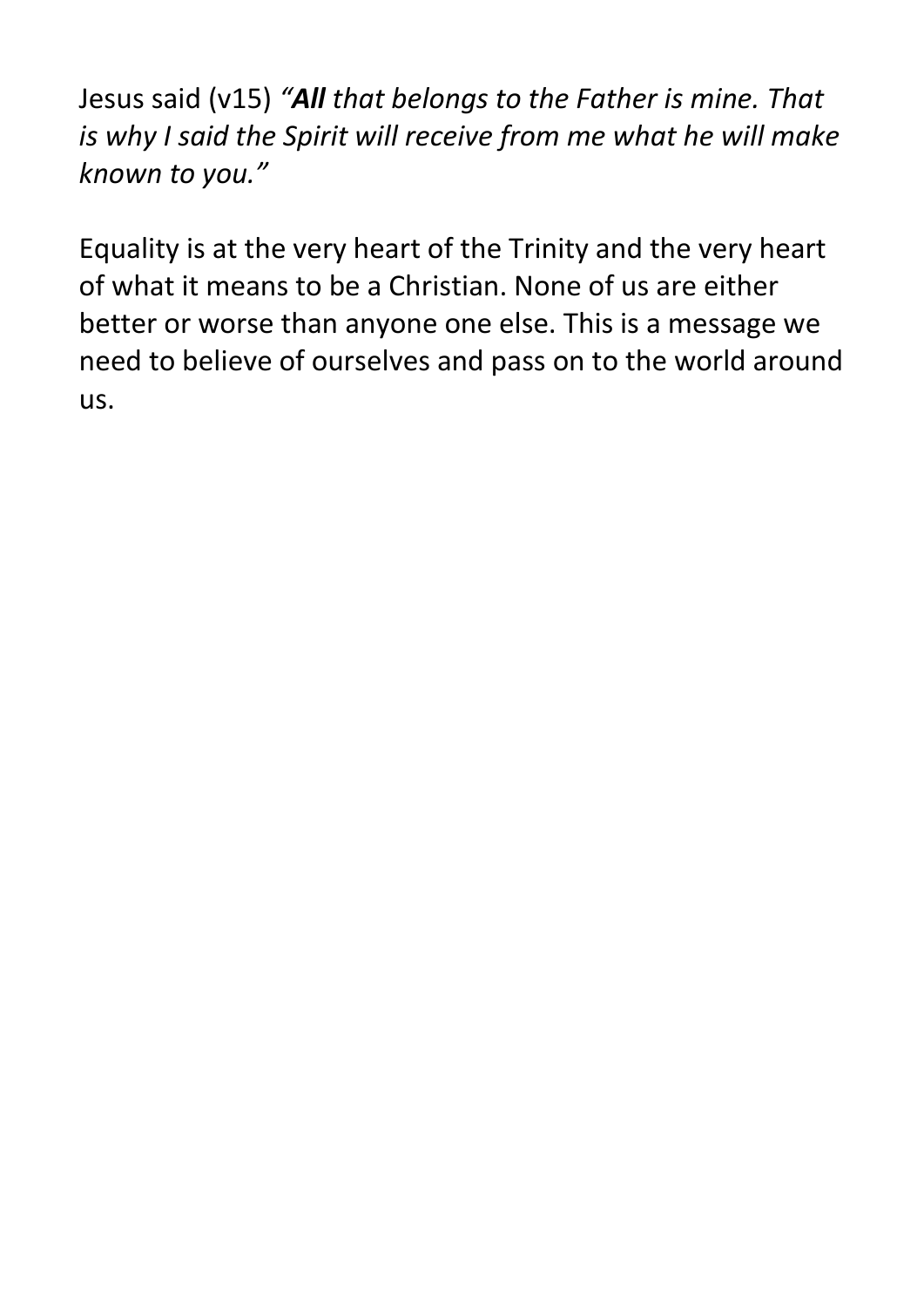Jesus said (v15) *"**All** that belongs to the Father is mine. That is why I said the Spirit will receive from me what he will make known to you."*

Equality is at the very heart of the Trinity and the very heart of what it means to be a Christian. None of us are either better or worse than anyone one else. This is a message we need to believe of ourselves and pass on to the world around us.